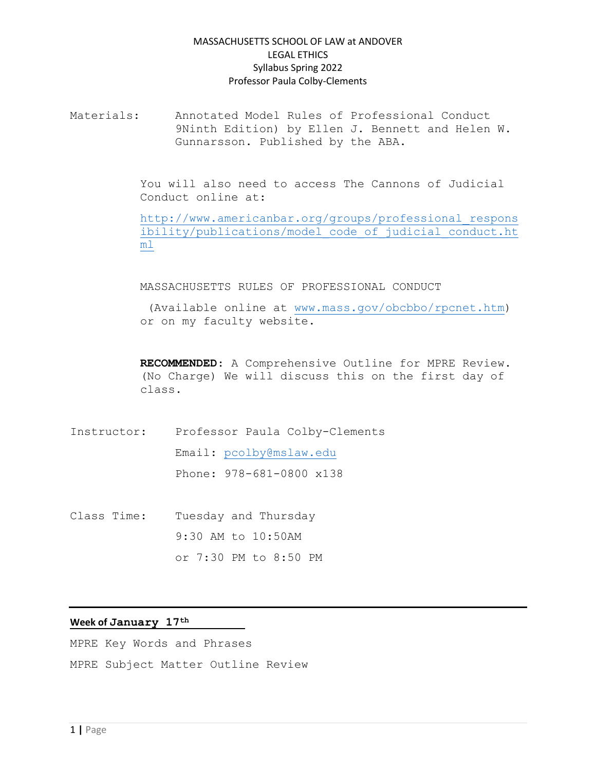MASSACHUSETTS SCHOOL OF LAW at ANDOVER
LEGAL ETHICS
Syllabus Spring 2022
Professor Paula Colby-Clements

Materials: Annotated Model Rules of Professional Conduct 9Ninth Edition) by Ellen J. Bennett and Helen W. Gunnarsson. Published by the ABA.

You will also need to access The Cannons of Judicial Conduct online at:

http://www.americanbar.org/groups/professional_responsibility/publications/model_code_of_judicial_conduct.html

MASSACHUSETTS RULES OF PROFESSIONAL CONDUCT

(Available online at www.mass.gov/obcbbo/rpcnet.htm) or on my faculty website.

**RECOMMENDED**: A Comprehensive Outline for MPRE Review. (No Charge) We will discuss this on the first day of class.

Instructor: Professor Paula Colby-Clements

Email: pcolby@mslaw.edu

Phone: 978-681-0800 x138

Class Time: Tuesday and Thursday

9:30 AM to 10:50AM

or 7:30 PM to 8:50 PM

---

**Week of January 17th**

MPRE Key Words and Phrases

MPRE Subject Matter Outline Review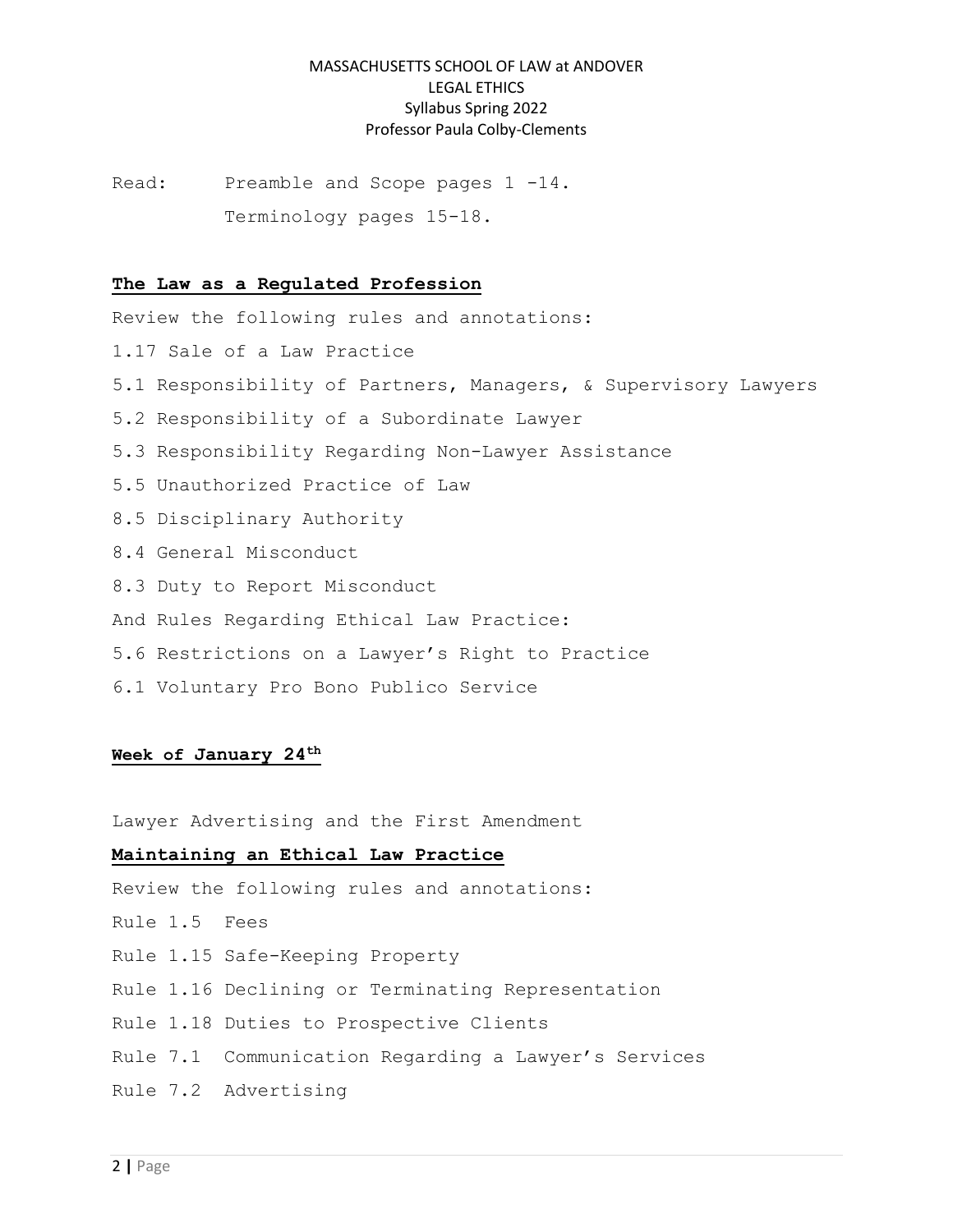Read: Preamble and Scope pages 1 -14.

Terminology pages 15-18.

## The Law as a Regulated Profession

Review the following rules and annotations:

1.17 Sale of a Law Practice

5.1 Responsibility of Partners, Managers, & Supervisory Lawyers

5.2 Responsibility of a Subordinate Lawyer

5.3 Responsibility Regarding Non-Lawyer Assistance

5.5 Unauthorized Practice of Law

8.5 Disciplinary Authority

8.4 General Misconduct

8.3 Duty to Report Misconduct

And Rules Regarding Ethical Law Practice:

5.6 Restrictions on a Lawyer's Right to Practice

6.1 Voluntary Pro Bono Publico Service

## Week of January 24th

Lawyer Advertising and the First Amendment

## Maintaining an Ethical Law Practice

Review the following rules and annotations:

Rule 1.5 Fees

Rule 1.15 Safe-Keeping Property

Rule 1.16 Declining or Terminating Representation

Rule 1.18 Duties to Prospective Clients

Rule 7.1 Communication Regarding a Lawyer's Services

Rule 7.2 Advertising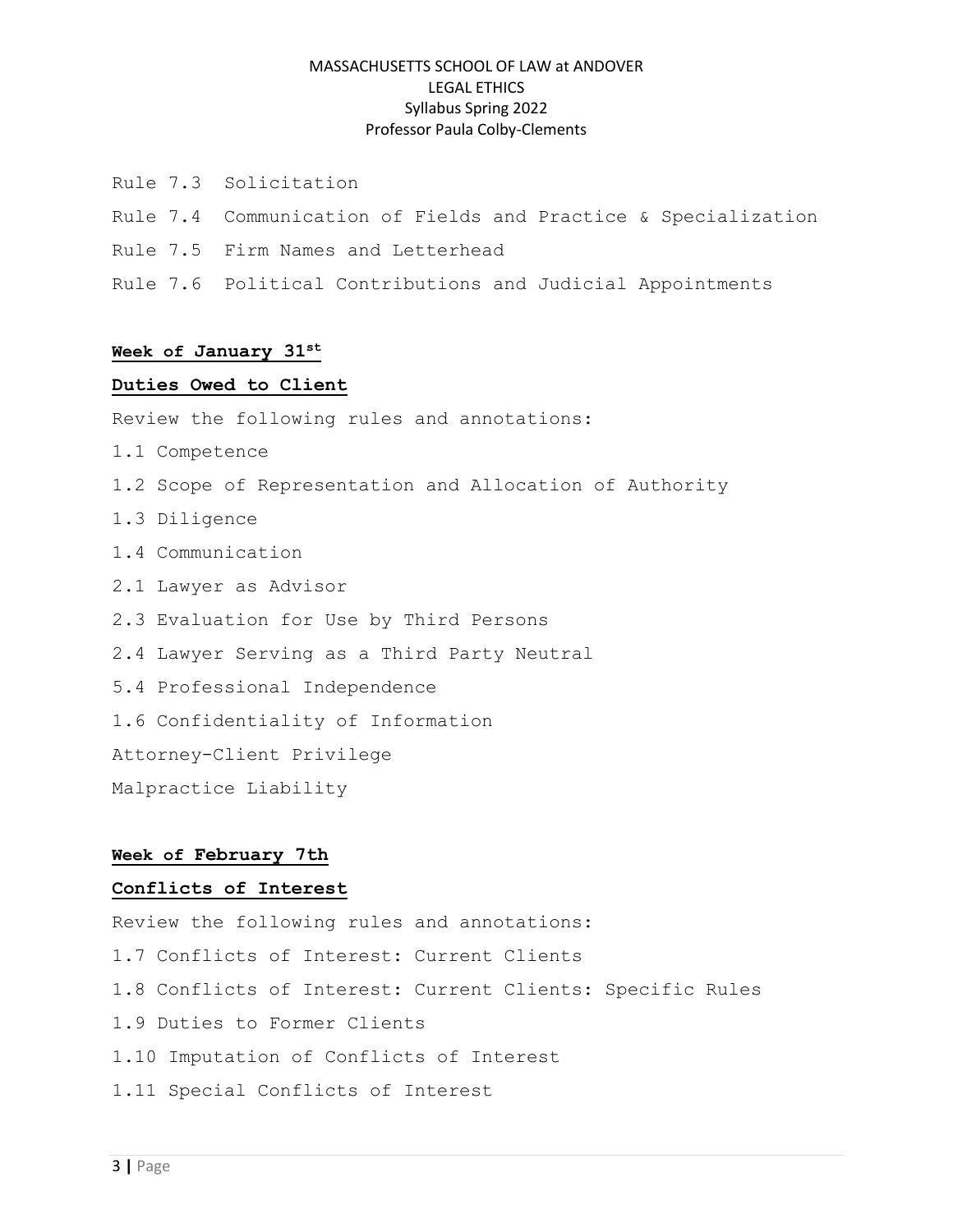Rule 7.3 Solicitation

Rule 7.4 Communication of Fields and Practice & Specialization

Rule 7.5 Firm Names and Letterhead

Rule 7.6 Political Contributions and Judicial Appointments

**Week of January 31st**

**Duties Owed to Client**

Review the following rules and annotations:

1.1 Competence

1.2 Scope of Representation and Allocation of Authority

1.3 Diligence

1.4 Communication

2.1 Lawyer as Advisor

2.3 Evaluation for Use by Third Persons

2.4 Lawyer Serving as a Third Party Neutral

5.4 Professional Independence

1.6 Confidentiality of Information

Attorney-Client Privilege

Malpractice Liability

**Week of February 7th**

**Conflicts of Interest**

Review the following rules and annotations:

1.7 Conflicts of Interest: Current Clients

1.8 Conflicts of Interest: Current Clients: Specific Rules

1.9 Duties to Former Clients

1.10 Imputation of Conflicts of Interest

1.11 Special Conflicts of Interest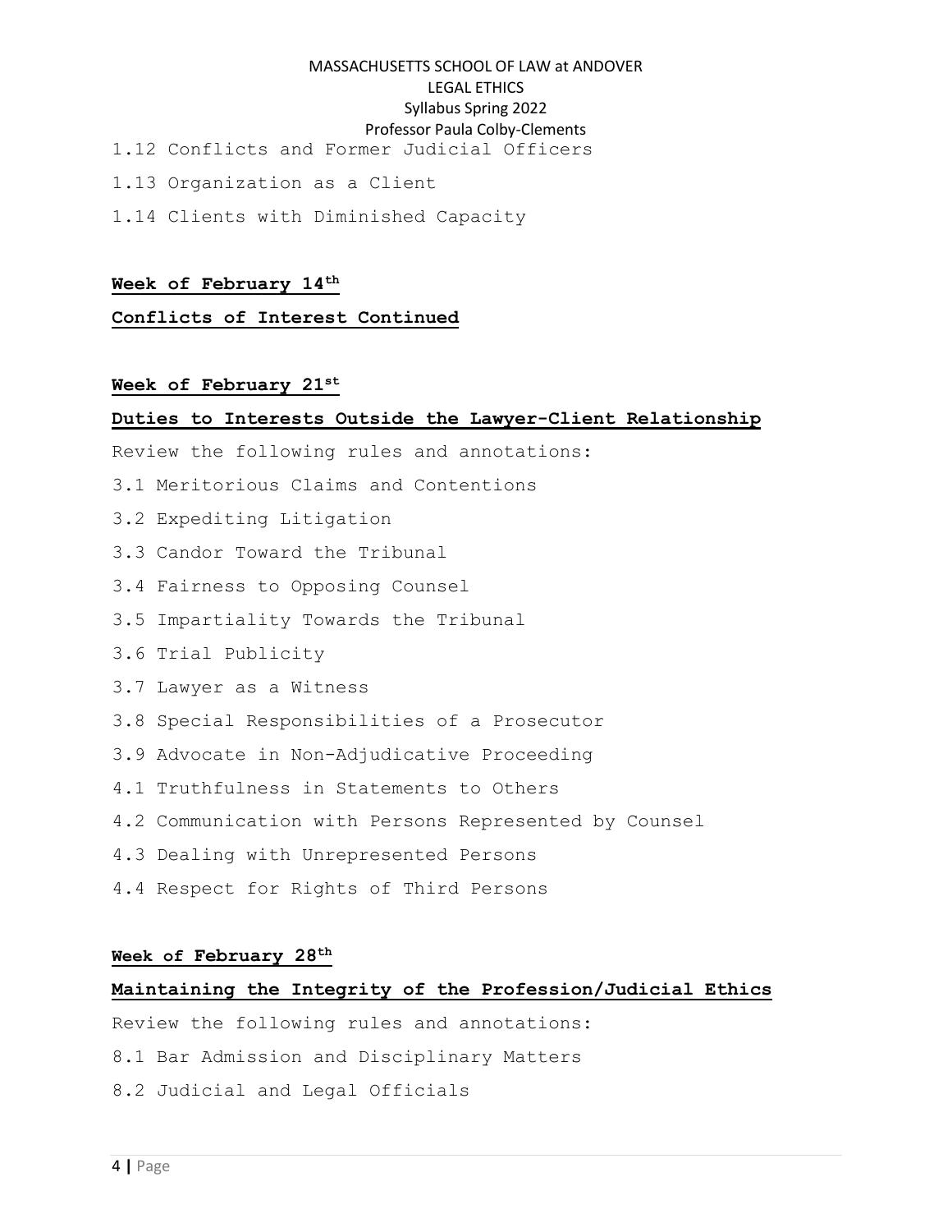1.12 Conflicts and Former Judicial Officers

1.13 Organization as a Client

1.14 Clients with Diminished Capacity

**Week of February 14th**

**Conflicts of Interest Continued**

**Week of February 21st**

**Duties to Interests Outside the Lawyer-Client Relationship**

Review the following rules and annotations:

3.1 Meritorious Claims and Contentions

3.2 Expediting Litigation

3.3 Candor Toward the Tribunal

3.4 Fairness to Opposing Counsel

3.5 Impartiality Towards the Tribunal

3.6 Trial Publicity

3.7 Lawyer as a Witness

3.8 Special Responsibilities of a Prosecutor

3.9 Advocate in Non-Adjudicative Proceeding

4.1 Truthfulness in Statements to Others

4.2 Communication with Persons Represented by Counsel

4.3 Dealing with Unrepresented Persons

4.4 Respect for Rights of Third Persons

**Week of February 28th**

**Maintaining the Integrity of the Profession/Judicial Ethics**

Review the following rules and annotations:

8.1 Bar Admission and Disciplinary Matters

8.2 Judicial and Legal Officials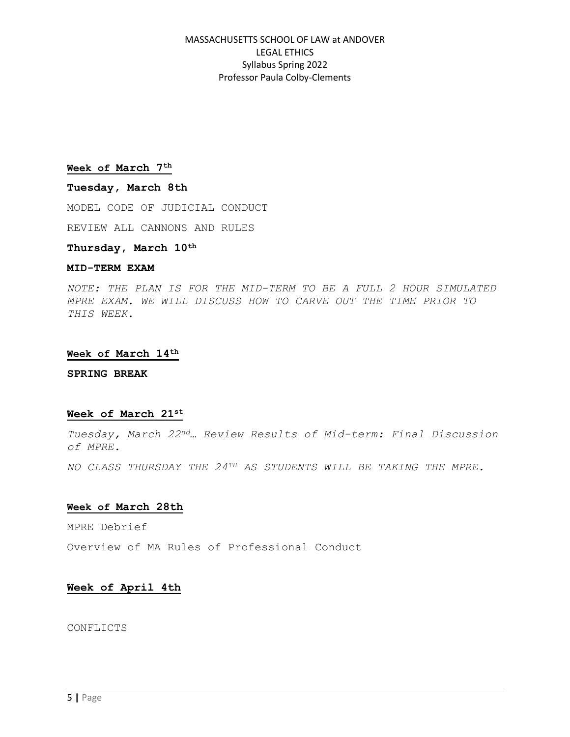**Week of March 7th**

**Tuesday, March 8th**

MODEL CODE OF JUDICIAL CONDUCT

REVIEW ALL CANNONS AND RULES

**Thursday, March 10th**

**MID-TERM EXAM**

*NOTE: THE PLAN IS FOR THE MID-TERM TO BE A FULL 2 HOUR SIMULATED MPRE EXAM. WE WILL DISCUSS HOW TO CARVE OUT THE TIME PRIOR TO THIS WEEK.*

**Week of March 14th**

**SPRING BREAK**

**Week of March 21st**

*Tuesday, March 22nd… Review Results of Mid-term: Final Discussion of MPRE.*

*NO CLASS THURSDAY THE 24TH AS STUDENTS WILL BE TAKING THE MPRE.*

**Week of March 28th**

MPRE Debrief

Overview of MA Rules of Professional Conduct

**Week of April 4th**

CONFLICTS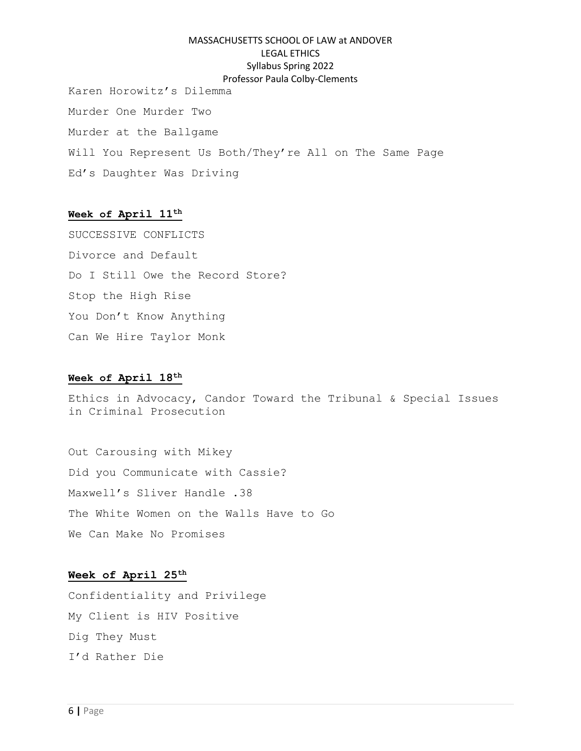Karen Horowitz's Dilemma

Murder One Murder Two

Murder at the Ballgame

Will You Represent Us Both/They're All on The Same Page

Ed's Daughter Was Driving

**Week of April 11th**

SUCCESSIVE CONFLICTS

Divorce and Default

Do I Still Owe the Record Store?

Stop the High Rise

You Don't Know Anything

Can We Hire Taylor Monk

**Week of April 18th**

Ethics in Advocacy, Candor Toward the Tribunal & Special Issues in Criminal Prosecution

Out Carousing with Mikey

Did you Communicate with Cassie?

Maxwell's Sliver Handle .38

The White Women on the Walls Have to Go

We Can Make No Promises

**Week of April 25th**

Confidentiality and Privilege

My Client is HIV Positive

Dig They Must

I'd Rather Die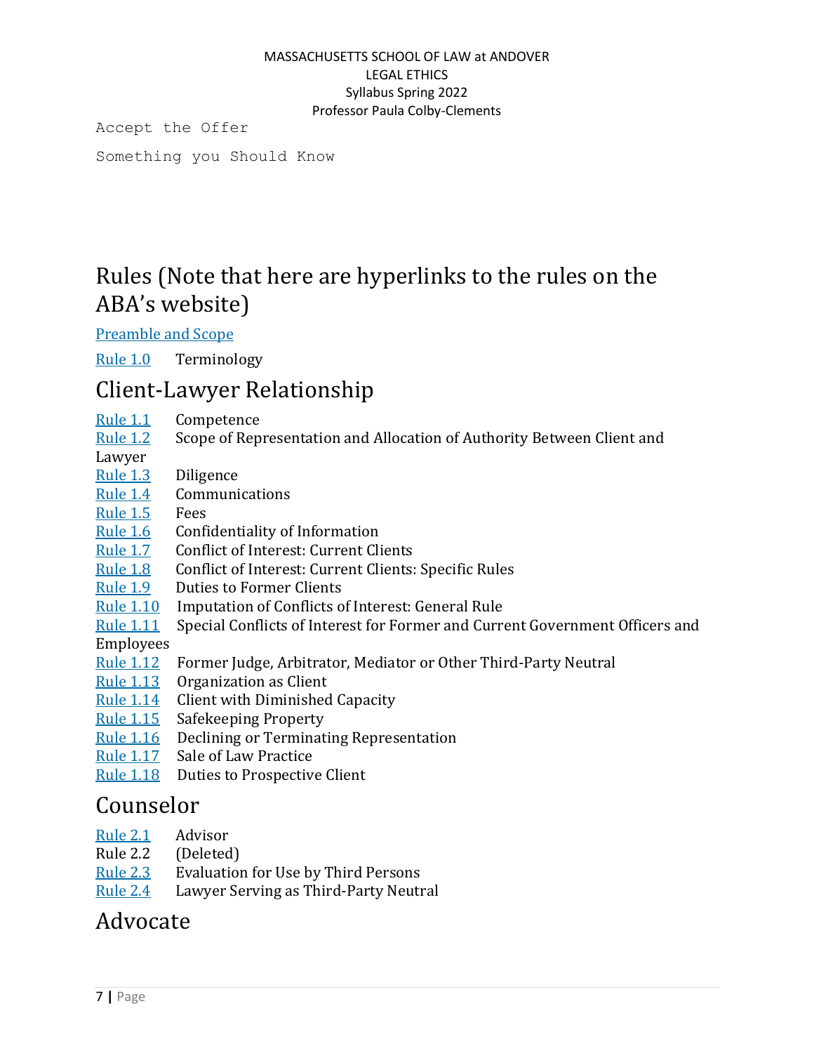```
Accept the Offer

Something you Should Know
```

# Rules (Note that here are hyperlinks to the rules on the ABA's website)

[Preamble and Scope]()

[Rule 1.0]() Terminology

## Client-Lawyer Relationship

[Rule 1.1]() Competence
[Rule 1.2]() Scope of Representation and Allocation of Authority Between Client and Lawyer
[Rule 1.3]() Diligence
[Rule 1.4]() Communications
[Rule 1.5]() Fees
[Rule 1.6]() Confidentiality of Information
[Rule 1.7]() Conflict of Interest: Current Clients
[Rule 1.8]() Conflict of Interest: Current Clients: Specific Rules
[Rule 1.9]() Duties to Former Clients
[Rule 1.10]() Imputation of Conflicts of Interest: General Rule
[Rule 1.11]() Special Conflicts of Interest for Former and Current Government Officers and Employees
[Rule 1.12]() Former Judge, Arbitrator, Mediator or Other Third-Party Neutral
[Rule 1.13]() Organization as Client
[Rule 1.14]() Client with Diminished Capacity
[Rule 1.15]() Safekeeping Property
[Rule 1.16]() Declining or Terminating Representation
[Rule 1.17]() Sale of Law Practice
[Rule 1.18]() Duties to Prospective Client

## Counselor

[Rule 2.1]() Advisor
Rule 2.2 (Deleted)
[Rule 2.3]() Evaluation for Use by Third Persons
[Rule 2.4]() Lawyer Serving as Third-Party Neutral

## Advocate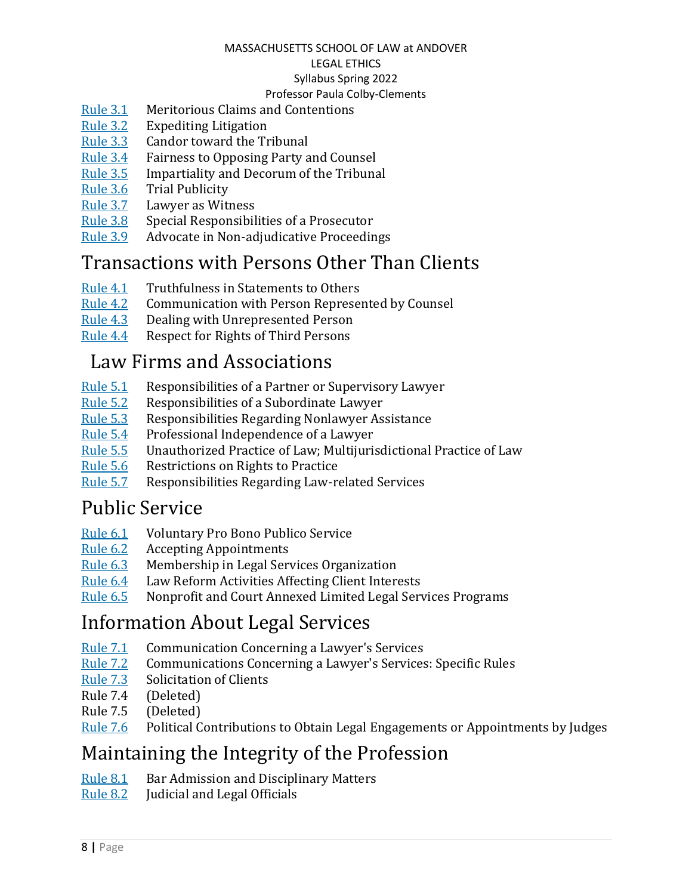Rule 3.1 Meritorious Claims and Contentions
Rule 3.2 Expediting Litigation
Rule 3.3 Candor toward the Tribunal
Rule 3.4 Fairness to Opposing Party and Counsel
Rule 3.5 Impartiality and Decorum of the Tribunal
Rule 3.6 Trial Publicity
Rule 3.7 Lawyer as Witness
Rule 3.8 Special Responsibilities of a Prosecutor
Rule 3.9 Advocate in Non-adjudicative Proceedings

# Transactions with Persons Other Than Clients

Rule 4.1 Truthfulness in Statements to Others
Rule 4.2 Communication with Person Represented by Counsel
Rule 4.3 Dealing with Unrepresented Person
Rule 4.4 Respect for Rights of Third Persons

# Law Firms and Associations

Rule 5.1 Responsibilities of a Partner or Supervisory Lawyer
Rule 5.2 Responsibilities of a Subordinate Lawyer
Rule 5.3 Responsibilities Regarding Nonlawyer Assistance
Rule 5.4 Professional Independence of a Lawyer
Rule 5.5 Unauthorized Practice of Law; Multijurisdictional Practice of Law
Rule 5.6 Restrictions on Rights to Practice
Rule 5.7 Responsibilities Regarding Law-related Services

# Public Service

Rule 6.1 Voluntary Pro Bono Publico Service
Rule 6.2 Accepting Appointments
Rule 6.3 Membership in Legal Services Organization
Rule 6.4 Law Reform Activities Affecting Client Interests
Rule 6.5 Nonprofit and Court Annexed Limited Legal Services Programs

# Information About Legal Services

Rule 7.1 Communication Concerning a Lawyer's Services
Rule 7.2 Communications Concerning a Lawyer's Services: Specific Rules
Rule 7.3 Solicitation of Clients
Rule 7.4 (Deleted)
Rule 7.5 (Deleted)
Rule 7.6 Political Contributions to Obtain Legal Engagements or Appointments by Judges

# Maintaining the Integrity of the Profession

Rule 8.1 Bar Admission and Disciplinary Matters
Rule 8.2 Judicial and Legal Officials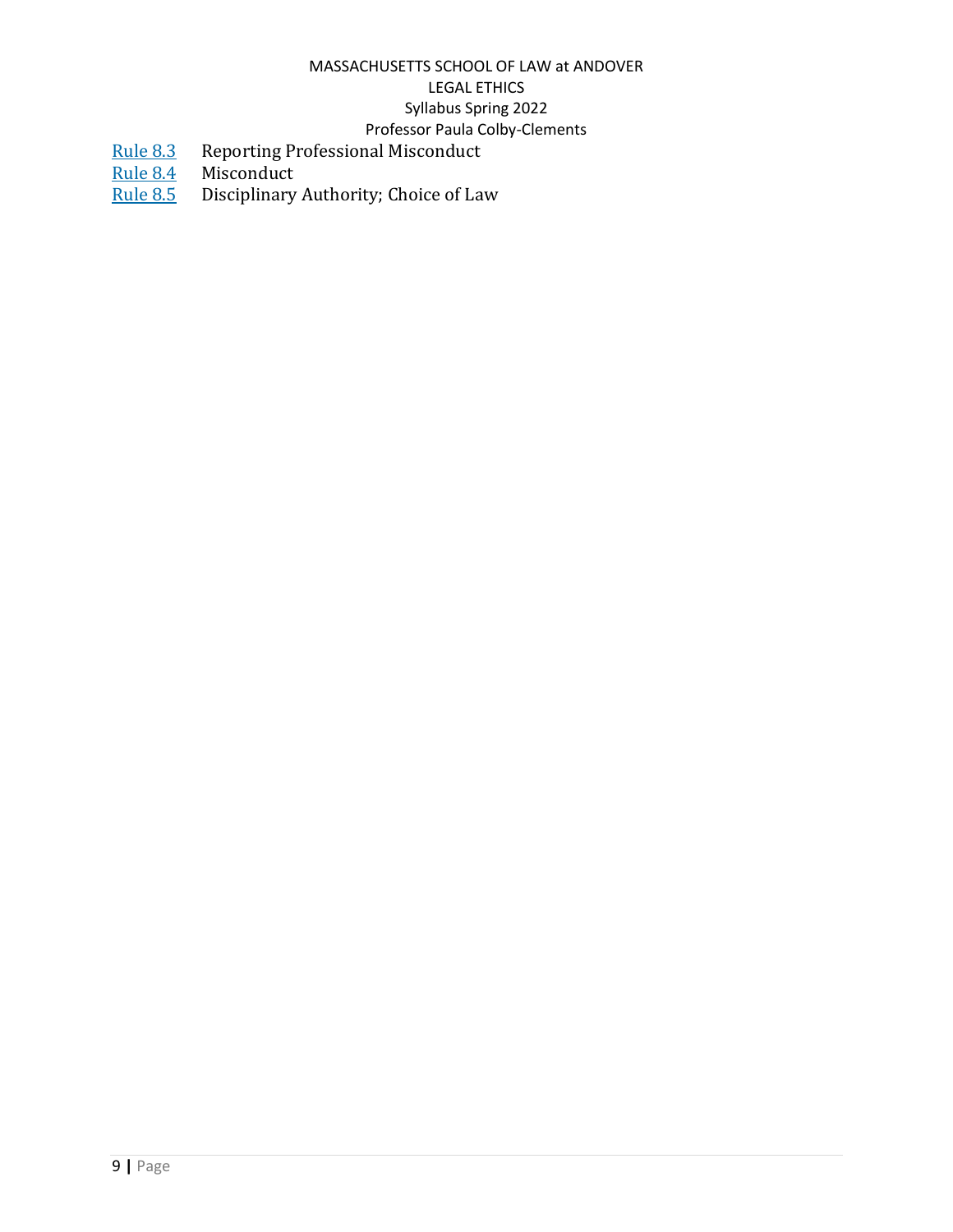Rule 8.3 Reporting Professional Misconduct
Rule 8.4 Misconduct
Rule 8.5 Disciplinary Authority; Choice of Law